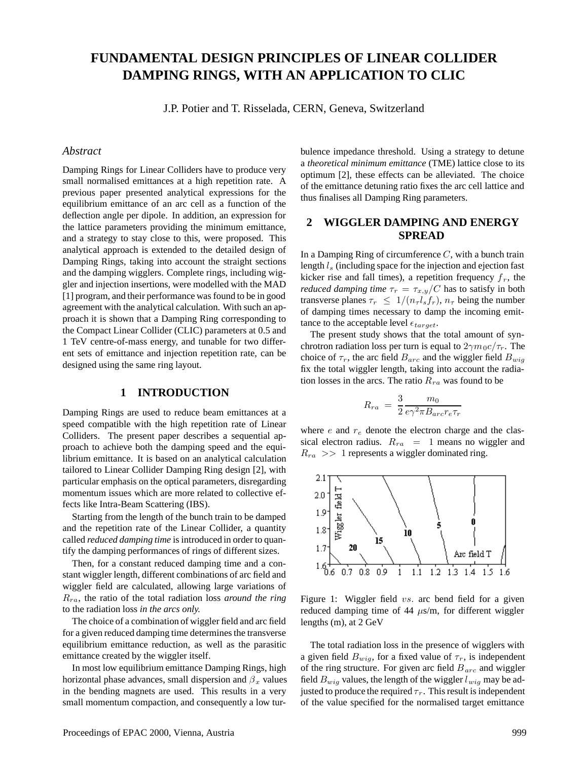# FUNDAMENTAL DESIGN PRINCIPLES OF LINEAR COLLIDER DAMPING RINGS, WITH AN APPLICATION TO CLIC

J.P. Potier and T. Risselada, CERN, Geneva, Switzerland

### *Abstract*

Damping Rings for Linear Colliders have to produce very small normalised emittances at a high repetition rate. A previous paper presented analytical expressions for the equilibrium emittance of an arc cell as a function of the deflection angle per dipole. In addition, an expression for the lattice parameters providing the minimum emittance, and a strategy to stay close to this, were proposed. This analytical approach is extended to the detailed design of Damping Rings, taking into account the straight sections and the damping wigglers. Complete rings, including wiggler and injection insertions, were modelled with the MAD [1] program, and their performance was found to be in good agreement with the analytical calculation. With such an approach it is shown that a Damping Ring corresponding to the Compact Linear Collider (CLIC) parameters at 0.5 and 1 TeV centre-of-mass energy, and tunable for two different sets of emittance and injection repetition rate, can be designed using the same ring layout.

## 1 INTRODUCTION

Damping Rings are used to reduce beam emittances at a speed compatible with the high repetition rate of Linear Colliders. The present paper describes a sequential approach to achieve both the damping speed and the equilibrium emittance. It is based on an analytical calculation tailored to Linear Collider Damping Ring design [2], with particular emphasis on the optical parameters, disregarding momentum issues which are more related to collective effects like Intra-Beam Scattering (IBS).

Starting from the length of the bunch train to be damped and the repetition rate of the Linear Collider, a quantity called *reduced damping time* is introduced in order to quantify the damping performances of rings of different sizes.

Then, for a constant reduced damping time and a constant wiggler length, different combinations of arc field and wiggler field are calculated, allowing large variations of $R_{ra}$, the ratio of the total radiation loss *around the ring* to the radiation loss *in the arcs only.*

The choice of a combination of wiggler field and arc field for a given reduced damping time determines the transverse equilibrium emittance reduction, as well as the parasitic emittance created by the wiggler itself.

In most low equilibrium emittance Damping Rings, high horizontal phase advances, small dispersion and $\beta_x$ values in the bending magnets are used. This results in a very small momentum compaction, and consequently a low turbulence impedance threshold. Using a strategy to detune a *theoretical minimum emittance* (TME) lattice close to its optimum [2], these effects can be alleviated. The choice of the emittance detuning ratio fixes the arc cell lattice and thus finalises all Damping Ring parameters.

## 2 WIGGLER DAMPING AND ENERGY SPREAD

In a Damping Ring of circumference $C$, with a bunch train length $l_s$ (including space for the injection and ejection fast kicker rise and fall times), a repetition frequency $f_r$, the *reduced damping time* $\tau_r = \tau_{x,y}/C$ has to satisfy in both transverse planes $\tau_r \leq 1/(n_\tau l_s f_r)$, $n_\tau$ being the number of damping times necessary to damp the incoming emittance to the acceptable level $\epsilon_{target}$.

The present study shows that the total amount of synchrotron radiation loss per turn is equal to $2\gamma m_0 c/\tau_r$. The choice of $\tau_r$, the arc field $B_{arc}$ and the wiggler field $B_{wig}$ fix the total wiggler length, taking into account the radiation losses in the arcs. The ratio $R_{ra}$ was found to be

$$R_{ra} = \frac{3}{2} \frac{m_0}{e\gamma^2 \pi B_{arc} r_e \tau_r}$$

where $e$ and $r_e$ denote the electron charge and the classical electron radius. $R_{ra} = 1$ means no wiggler and $R_{ra} >> 1$ represents a wiggler dominated ring.

Figure 1: Wiggler field $vs.$ arc bend field for a given reduced damping time of 44 $\mu$s/m, for different wiggler lengths (m), at 2 GeV

The total radiation loss in the presence of wigglers with a given field $B_{wig}$, for a fixed value of $\tau_r$, is independent of the ring structure. For given arc field $B_{arc}$ and wiggler field $B_{wig}$ values, the length of the wiggler $l_{wig}$ may be adjusted to produce the required $\tau_r$. This result is independent of the value specified for the normalised target emittance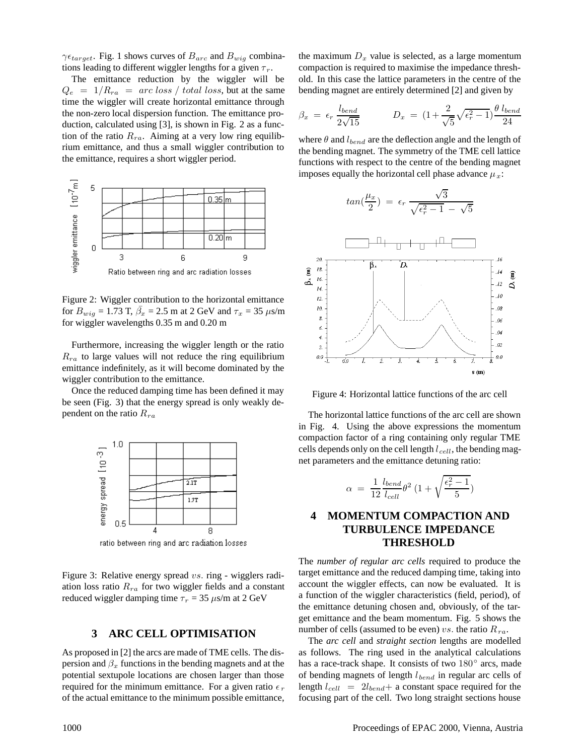$\gamma\epsilon_{target}$. Fig. 1 shows curves of $B_{arc}$ and $B_{wig}$ combinations leading to different wiggler lengths for a given $\tau_r$.

The emittance reduction by the wiggler will be $Q_e = 1/R_{ra} = arc\ loss\ /\ total\ loss$, but at the same time the wiggler will create horizontal emittance through the non-zero local dispersion function. The emittance production, calculated using [3], is shown in Fig. 2 as a function of the ratio $R_{ra}$. Aiming at a very low ring equilibrium emittance, and thus a small wiggler contribution to the emittance, requires a short wiggler period.

Figure 2: Wiggler contribution to the horizontal emittance for $B_{wig}$ = 1.73 T, $\bar{\beta_x}$ = 2.5 m at 2 GeV and $\tau_x$ = 35 $\mu$s/m for wiggler wavelengths 0.35 m and 0.20 m

Furthermore, increasing the wiggler length or the ratio $R_{ra}$ to large values will not reduce the ring equilibrium emittance indefinitely, as it will become dominated by the wiggler contribution to the emittance.

Once the reduced damping time has been defined it may be seen (Fig. 3) that the energy spread is only weakly dependent on the ratio $R_{ra}$

Figure 3: Relative energy spread $vs.$ ring - wigglers radiation loss ratio $R_{ra}$ for two wiggler fields and a constant reduced wiggler damping time $\tau_r$ = 35 $\mu$s/m at 2 GeV

## 3 ARC CELL OPTIMISATION

As proposed in [2] the arcs are made of TME cells. The dispersion and $\beta_x$ functions in the bending magnets and at the potential sextupole locations are chosen larger than those required for the minimum emittance. For a given ratio $\epsilon_r$ of the actual emittance to the minimum possible emittance, the maximum $D_x$ value is selected, as a large momentum compaction is required to maximise the impedance threshold. In this case the lattice parameters in the centre of the bending magnet are entirely determined [2] and given by

$$\beta_x = \epsilon_r \frac{l_{bend}}{2\sqrt{15}} \qquad D_x = (1+\frac{2}{\sqrt{5}}\sqrt{\epsilon_r^2-1})\frac{\theta\, l_{bend}}{24}$$

where $\theta$ and $l_{bend}$ are the deflection angle and the length of the bending magnet. The symmetry of the TME cell lattice functions with respect to the centre of the bending magnet imposes equally the horizontal cell phase advance $\mu_x$:

$$tan(\frac{\mu_x}{2}) = \epsilon_r \frac{\sqrt{3}}{\sqrt{\epsilon_r^2-1} - \sqrt{5}}$$

Figure 4: Horizontal lattice functions of the arc cell

The horizontal lattice functions of the arc cell are shown in Fig. 4. Using the above expressions the momentum compaction factor of a ring containing only regular TME cells depends only on the cell length $l_{cell}$, the bending magnet parameters and the emittance detuning ratio:

$$\alpha = \frac{1}{12}\frac{l_{bend}}{l_{cell}}\theta^2\,(1+\sqrt{\frac{\epsilon_r^2-1}{5}})$$

## 4 MOMENTUM COMPACTION AND TURBULENCE IMPEDANCE THRESHOLD

The *number of regular arc cells* required to produce the target emittance and the reduced damping time, taking into account the wiggler effects, can now be evaluated. It is a function of the wiggler characteristics (field, period), of the emittance detuning chosen and, obviously, of the target emittance and the beam momentum. Fig. 5 shows the number of cells (assumed to be even) $vs.$ the ratio $R_{ra}$.

The *arc cell* and *straight section* lengths are modelled as follows. The ring used in the analytical calculations has a race-track shape. It consists of two $180^\circ$ arcs, made of bending magnets of length $l_{bend}$ in regular arc cells of length $l_{cell} = 2l_{bend}+$ a constant space required for the focusing part of the cell. Two long straight sections house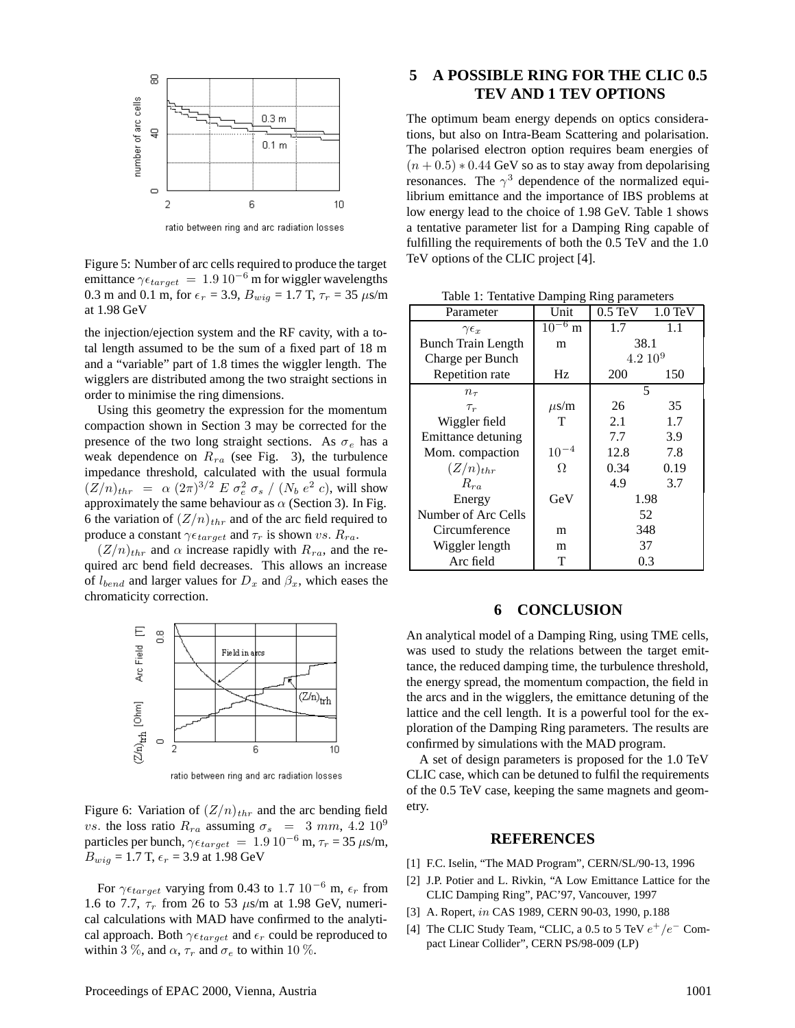number of arc cells

0
40
80

2
6
10

0.3 m
0.1 m

ratio between ring and arc radiation losses

Figure 5: Number of arc cells required to produce the target emittance $\gamma\epsilon_{target} = 1.9\,10^{-6}$ m for wiggler wavelengths 0.3 m and 0.1 m, for $\epsilon_r$ = 3.9, $B_{wig}$ = 1.7 T, $\tau_r$ = 35 $\mu$s/m at 1.98 GeV

the injection/ejection system and the RF cavity, with a total length assumed to be the sum of a fixed part of 18 m and a "variable" part of 1.8 times the wiggler length. The wigglers are distributed among the two straight sections in order to minimise the ring dimensions.

Using this geometry the expression for the momentum compaction shown in Section 3 may be corrected for the presence of the two long straight sections. As $\sigma_e$ has a weak dependence on $R_{ra}$ (see Fig. 3), the turbulence impedance threshold, calculated with the usual formula $(Z/n)_{thr} = \alpha\,(2\pi)^{3/2}\,E\,\sigma_e^2\,\sigma_s\,/\,(N_b\,e^2\,c)$, will show approximately the same behaviour as $\alpha$ (Section 3). In Fig. 6 the variation of $(Z/n)_{thr}$ and of the arc field required to produce a constant $\gamma\epsilon_{target}$ and $\tau_r$ is shown $vs.$ $R_{ra}$.

$(Z/n)_{thr}$ and $\alpha$ increase rapidly with $R_{ra}$, and the required arc bend field decreases. This allows an increase of $l_{bend}$ and larger values for $D_x$ and $\beta_x$, which eases the chromaticity correction.

Arc Field [T]

$(Z/n)_{trh}$ [Ohm]

0
0.8

2
6
10

Field in arcs

$(Z/n)_{trh}$

ratio between ring and arc radiation losses

Figure 6: Variation of $(Z/n)_{thr}$ and the arc bending field $vs.$ the loss ratio $R_{ra}$ assuming $\sigma_s = 3\ mm$, $4.2\ 10^9$ particles per bunch, $\gamma\epsilon_{target} = 1.9\,10^{-6}$ m, $\tau_r$ = 35 $\mu$s/m, $B_{wig}$ = 1.7 T, $\epsilon_r$ = 3.9 at 1.98 GeV

For $\gamma\epsilon_{target}$ varying from 0.43 to $1.7\,10^{-6}$ m, $\epsilon_r$ from 1.6 to 7.7, $\tau_r$ from 26 to 53 $\mu$s/m at 1.98 GeV, numerical calculations with MAD have confirmed to the analytical approach. Both $\gamma\epsilon_{target}$ and $\epsilon_r$ could be reproduced to within 3 %, and $\alpha$, $\tau_r$ and $\sigma_e$ to within 10 %.

## 5 A POSSIBLE RING FOR THE CLIC 0.5 TEV AND 1 TEV OPTIONS

The optimum beam energy depends on optics considerations, but also on Intra-Beam Scattering and polarisation. The polarised electron option requires beam energies of $(n + 0.5) * 0.44$ GeV so as to stay away from depolarising resonances. The $\gamma^3$ dependence of the normalized equilibrium emittance and the importance of IBS problems at low energy lead to the choice of 1.98 GeV. Table 1 shows a tentative parameter list for a Damping Ring capable of fulfilling the requirements of both the 0.5 TeV and the 1.0 TeV options of the CLIC project [4].

Table 1: Tentative Damping Ring parameters

| Parameter | Unit | 0.5 TeV | 1.0 TeV |
|---|---|---|---|
| $\gamma\epsilon_x$ | $10^{-6}$ m | 1.7 | 1.1 |
| Bunch Train Length | m | 38.1 | |
| Charge per Bunch | | $4.2\ 10^9$ | |
| Repetition rate | Hz | 200 | 150 |
| $n_\tau$ | | 5 | |
| $\tau_r$ | $\mu$s/m | 26 | 35 |
| Wiggler field | T | 2.1 | 1.7 |
| Emittance detuning | | 7.7 | 3.9 |
| Mom. compaction | $10^{-4}$ | 12.8 | 7.8 |
| $(Z/n)_{thr}$ | $\Omega$ | 0.34 | 0.19 |
| $R_{ra}$ | | 4.9 | 3.7 |
| Energy | GeV | 1.98 | |
| Number of Arc Cells | | 52 | |
| Circumference | m | 348 | |
| Wiggler length | m | 37 | |
| Arc field | T | 0.3 | |

## 6 CONCLUSION

An analytical model of a Damping Ring, using TME cells, was used to study the relations between the target emittance, the reduced damping time, the turbulence threshold, the energy spread, the momentum compaction, the field in the arcs and in the wigglers, the emittance detuning of the lattice and the cell length. It is a powerful tool for the exploration of the Damping Ring parameters. The results are confirmed by simulations with the MAD program.

A set of design parameters is proposed for the 1.0 TeV CLIC case, which can be detuned to fulfil the requirements of the 0.5 TeV case, keeping the same magnets and geometry.

## REFERENCES

[1] F.C. Iselin, "The MAD Program", CERN/SL/90-13, 1996

[2] J.P. Potier and L. Rivkin, "A Low Emittance Lattice for the CLIC Damping Ring", PAC'97, Vancouver, 1997

[3] A. Ropert, *in* CAS 1989, CERN 90-03, 1990, p.188

[4] The CLIC Study Team, "CLIC, a 0.5 to 5 TeV $e^+/e^-$ Compact Linear Collider", CERN PS/98-009 (LP)